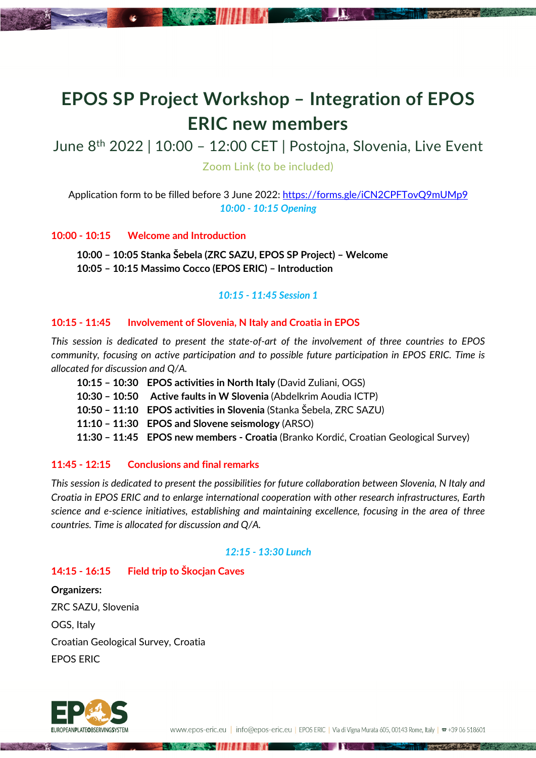# EPOS SP Project Workshop – Integration of EPOS ERIC new members

June 8th 2022 | 10:00 – 12:00 CET | Postojna, Slovenia, Live Event

Zoom Link (to be included)

Application form to be filled before 3 June 2022: https://forms.gle/iCN2CPFTovQ9mUMp9

*10:00 - 10:15 Opening*

## 10:00 - 10:15 Welcome and Introduction

**10:00 – 10:05 Stanka Šebela (ZRC SAZU, EPOS SP Project) – Welcome**
**10:05 – 10:15 Massimo Cocco (EPOS ERIC) – Introduction**

*10:15 - 11:45 Session 1*

## 10:15 - 11:45 Involvement of Slovenia, N Italy and Croatia in EPOS

*This session is dedicated to present the state-of-art of the involvement of three countries to EPOS community, focusing on active participation and to possible future participation in EPOS ERIC. Time is allocated for discussion and Q/A.*

**10:15 – 10:30 EPOS activities in North Italy** (David Zuliani, OGS)
**10:30 – 10:50 Active faults in W Slovenia** (Abdelkrim Aoudia ICTP)
**10:50 – 11:10 EPOS activities in Slovenia** (Stanka Šebela, ZRC SAZU)
**11:10 – 11:30 EPOS and Slovene seismology** (ARSO)
**11:30 – 11:45 EPOS new members - Croatia** (Branko Kordić, Croatian Geological Survey)

## 11:45 - 12:15 Conclusions and final remarks

*This session is dedicated to present the possibilities for future collaboration between Slovenia, N Italy and Croatia in EPOS ERIC and to enlarge international cooperation with other research infrastructures, Earth science and e-science initiatives, establishing and maintaining excellence, focusing in the area of three countries. Time is allocated for discussion and Q/A.*

*12:15 - 13:30 Lunch*

## 14:15 - 16:15 Field trip to Škocjan Caves

**Organizers:**

ZRC SAZU, Slovenia

OGS, Italy

Croatian Geological Survey, Croatia

EPOS ERIC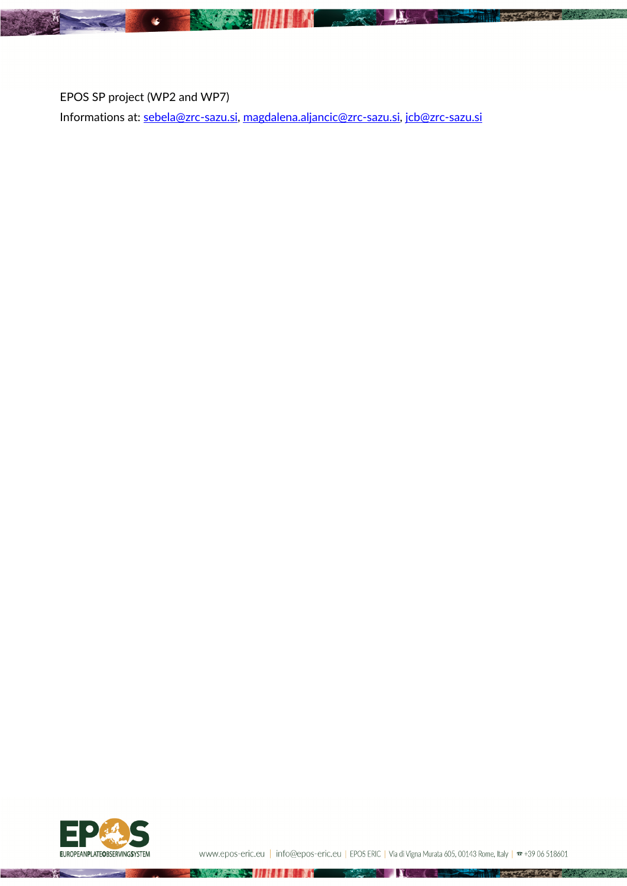EPOS SP project (WP2 and WP7)

Informations at: sebela@zrc-sazu.si, magdalena.aljancic@zrc-sazu.si, jcb@zrc-sazu.si